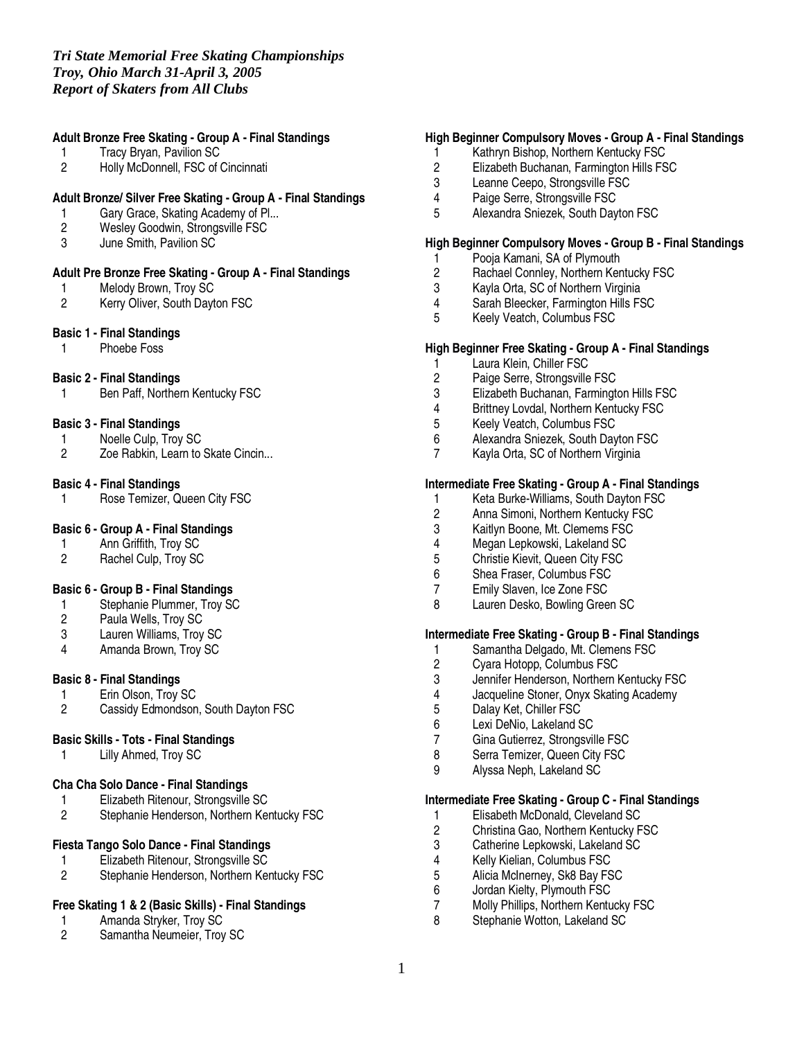*Tri State Memorial Free Skating Championships*
*Troy, Ohio March 31-April 3, 2005*
*Report of Skaters from All Clubs*

**Adult Bronze Free Skating - Group A - Final Standings**

1. Tracy Bryan, Pavilion SC
2. Holly McDonnell, FSC of Cincinnati

**Adult Bronze/ Silver Free Skating - Group A - Final Standings**

1. Gary Grace, Skating Academy of Pl...
2. Wesley Goodwin, Strongsville FSC
3. June Smith, Pavilion SC

**Adult Pre Bronze Free Skating - Group A - Final Standings**

1. Melody Brown, Troy SC
2. Kerry Oliver, South Dayton FSC

**Basic 1 - Final Standings**

1. Phoebe Foss

**Basic 2 - Final Standings**

1. Ben Paff, Northern Kentucky FSC

**Basic 3 - Final Standings**

1. Noelle Culp, Troy SC
2. Zoe Rabkin, Learn to Skate Cincin...

**Basic 4 - Final Standings**

1. Rose Temizer, Queen City FSC

**Basic 6 - Group A - Final Standings**

1. Ann Griffith, Troy SC
2. Rachel Culp, Troy SC

**Basic 6 - Group B - Final Standings**

1. Stephanie Plummer, Troy SC
2. Paula Wells, Troy SC
3. Lauren Williams, Troy SC
4. Amanda Brown, Troy SC

**Basic 8 - Final Standings**

1. Erin Olson, Troy SC
2. Cassidy Edmondson, South Dayton FSC

**Basic Skills - Tots - Final Standings**

1. Lilly Ahmed, Troy SC

**Cha Cha Solo Dance - Final Standings**

1. Elizabeth Ritenour, Strongsville SC
2. Stephanie Henderson, Northern Kentucky FSC

**Fiesta Tango Solo Dance - Final Standings**

1. Elizabeth Ritenour, Strongsville SC
2. Stephanie Henderson, Northern Kentucky FSC

**Free Skating 1 & 2 (Basic Skills) - Final Standings**

1. Amanda Stryker, Troy SC
2. Samantha Neumeier, Troy SC

**High Beginner Compulsory Moves - Group A - Final Standings**

1. Kathryn Bishop, Northern Kentucky FSC
2. Elizabeth Buchanan, Farmington Hills FSC
3. Leanne Ceepo, Strongsville FSC
4. Paige Serre, Strongsville FSC
5. Alexandra Sniezek, South Dayton FSC

**High Beginner Compulsory Moves - Group B - Final Standings**

1. Pooja Kamani, SA of Plymouth
2. Rachael Connley, Northern Kentucky FSC
3. Kayla Orta, SC of Northern Virginia
4. Sarah Bleecker, Farmington Hills FSC
5. Keely Veatch, Columbus FSC

**High Beginner Free Skating - Group A - Final Standings**

1. Laura Klein, Chiller FSC
2. Paige Serre, Strongsville FSC
3. Elizabeth Buchanan, Farmington Hills FSC
4. Brittney Lovdal, Northern Kentucky FSC
5. Keely Veatch, Columbus FSC
6. Alexandra Sniezek, South Dayton FSC
7. Kayla Orta, SC of Northern Virginia

**Intermediate Free Skating - Group A - Final Standings**

1. Keta Burke-Williams, South Dayton FSC
2. Anna Simoni, Northern Kentucky FSC
3. Kaitlyn Boone, Mt. Clemems FSC
4. Megan Lepkowski, Lakeland SC
5. Christie Kievit, Queen City FSC
6. Shea Fraser, Columbus FSC
7. Emily Slaven, Ice Zone FSC
8. Lauren Desko, Bowling Green SC

**Intermediate Free Skating - Group B - Final Standings**

1. Samantha Delgado, Mt. Clemens FSC
2. Cyara Hotopp, Columbus FSC
3. Jennifer Henderson, Northern Kentucky FSC
4. Jacqueline Stoner, Onyx Skating Academy
5. Dalay Ket, Chiller FSC
6. Lexi DeNio, Lakeland SC
7. Gina Gutierrez, Strongsville FSC
8. Serra Temizer, Queen City FSC
9. Alyssa Neph, Lakeland SC

**Intermediate Free Skating - Group C - Final Standings**

1. Elisabeth McDonald, Cleveland SC
2. Christina Gao, Northern Kentucky FSC
3. Catherine Lepkowski, Lakeland SC
4. Kelly Kielian, Columbus FSC
5. Alicia McInerney, Sk8 Bay FSC
6. Jordan Kielty, Plymouth FSC
7. Molly Phillips, Northern Kentucky FSC
8. Stephanie Wotton, Lakeland SC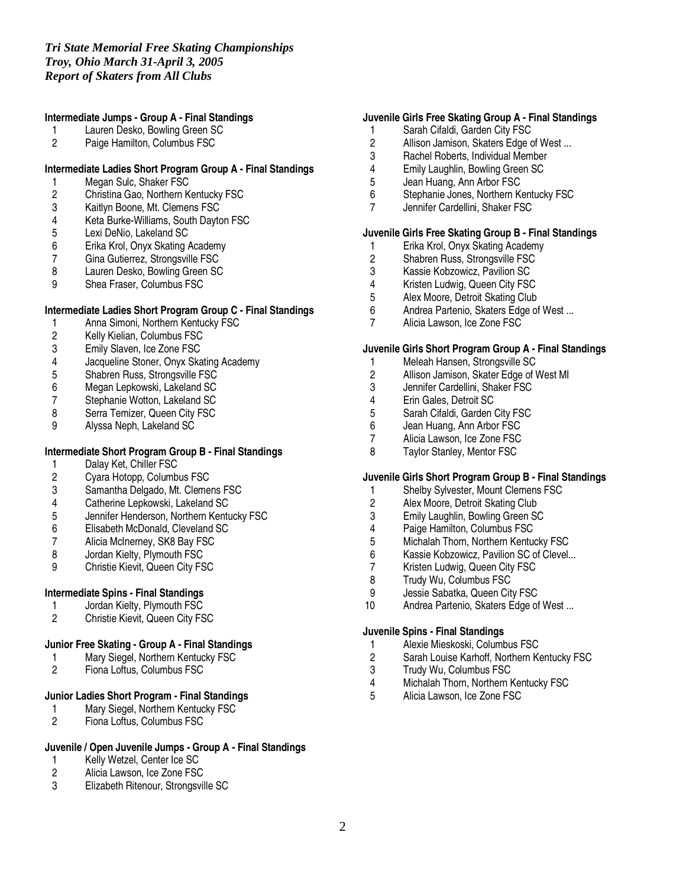*Tri State Memorial Free Skating Championships*
*Troy, Ohio March 31-April 3, 2005*
*Report of Skaters from All Clubs*

**Intermediate Jumps - Group A - Final Standings**

1. Lauren Desko, Bowling Green SC
2. Paige Hamilton, Columbus FSC

**Intermediate Ladies Short Program Group A - Final Standings**

1. Megan Sulc, Shaker FSC
2. Christina Gao, Northern Kentucky FSC
3. Kaitlyn Boone, Mt. Clemens FSC
4. Keta Burke-Williams, South Dayton FSC
5. Lexi DeNio, Lakeland SC
6. Erika Krol, Onyx Skating Academy
7. Gina Gutierrez, Strongsville FSC
8. Lauren Desko, Bowling Green SC
9. Shea Fraser, Columbus FSC

**Intermediate Ladies Short Program Group C - Final Standings**

1. Anna Simoni, Northern Kentucky FSC
2. Kelly Kielian, Columbus FSC
3. Emily Slaven, Ice Zone FSC
4. Jacqueline Stoner, Onyx Skating Academy
5. Shabren Russ, Strongsville FSC
6. Megan Lepkowski, Lakeland SC
7. Stephanie Wotton, Lakeland SC
8. Serra Temizer, Queen City FSC
9. Alyssa Neph, Lakeland SC

**Intermediate Short Program Group B - Final Standings**

1. Dalay Ket, Chiller FSC
2. Cyara Hotopp, Columbus FSC
3. Samantha Delgado, Mt. Clemens FSC
4. Catherine Lepkowski, Lakeland SC
5. Jennifer Henderson, Northern Kentucky FSC
6. Elisabeth McDonald, Cleveland SC
7. Alicia McInerney, SK8 Bay FSC
8. Jordan Kielty, Plymouth FSC
9. Christie Kievit, Queen City FSC

**Intermediate Spins - Final Standings**

1. Jordan Kielty, Plymouth FSC
2. Christie Kievit, Queen City FSC

**Junior Free Skating - Group A - Final Standings**

1. Mary Siegel, Northern Kentucky FSC
2. Fiona Loftus, Columbus FSC

**Junior Ladies Short Program - Final Standings**

1. Mary Siegel, Northern Kentucky FSC
2. Fiona Loftus, Columbus FSC

**Juvenile / Open Juvenile Jumps - Group A - Final Standings**

1. Kelly Wetzel, Center Ice SC
2. Alicia Lawson, Ice Zone FSC
3. Elizabeth Ritenour, Strongsville SC

**Juvenile Girls Free Skating Group A - Final Standings**

1. Sarah Cifaldi, Garden City FSC
2. Allison Jamison, Skaters Edge of West ...
3. Rachel Roberts, Individual Member
4. Emily Laughlin, Bowling Green SC
5. Jean Huang, Ann Arbor FSC
6. Stephanie Jones, Northern Kentucky FSC
7. Jennifer Cardellini, Shaker FSC

**Juvenile Girls Free Skating Group B - Final Standings**

1. Erika Krol, Onyx Skating Academy
2. Shabren Russ, Strongsville FSC
3. Kassie Kobzowicz, Pavilion SC
4. Kristen Ludwig, Queen City FSC
5. Alex Moore, Detroit Skating Club
6. Andrea Partenio, Skaters Edge of West ...
7. Alicia Lawson, Ice Zone FSC

**Juvenile Girls Short Program Group A - Final Standings**

1. Meleah Hansen, Strongsville SC
2. Allison Jamison, Skater Edge of West MI
3. Jennifer Cardellini, Shaker FSC
4. Erin Gales, Detroit SC
5. Sarah Cifaldi, Garden City FSC
6. Jean Huang, Ann Arbor FSC
7. Alicia Lawson, Ice Zone FSC
8. Taylor Stanley, Mentor FSC

**Juvenile Girls Short Program Group B - Final Standings**

1. Shelby Sylvester, Mount Clemens FSC
2. Alex Moore, Detroit Skating Club
3. Emily Laughlin, Bowling Green SC
4. Paige Hamilton, Columbus FSC
5. Michalah Thorn, Northern Kentucky FSC
6. Kassie Kobzowicz, Pavilion SC of Clevel...
7. Kristen Ludwig, Queen City FSC
8. Trudy Wu, Columbus FSC
9. Jessie Sabatka, Queen City FSC
10. Andrea Partenio, Skaters Edge of West ...

**Juvenile Spins - Final Standings**

1. Alexie Mieskoski, Columbus FSC
2. Sarah Louise Karhoff, Northern Kentucky FSC
3. Trudy Wu, Columbus FSC
4. Michalah Thorn, Northern Kentucky FSC
5. Alicia Lawson, Ice Zone FSC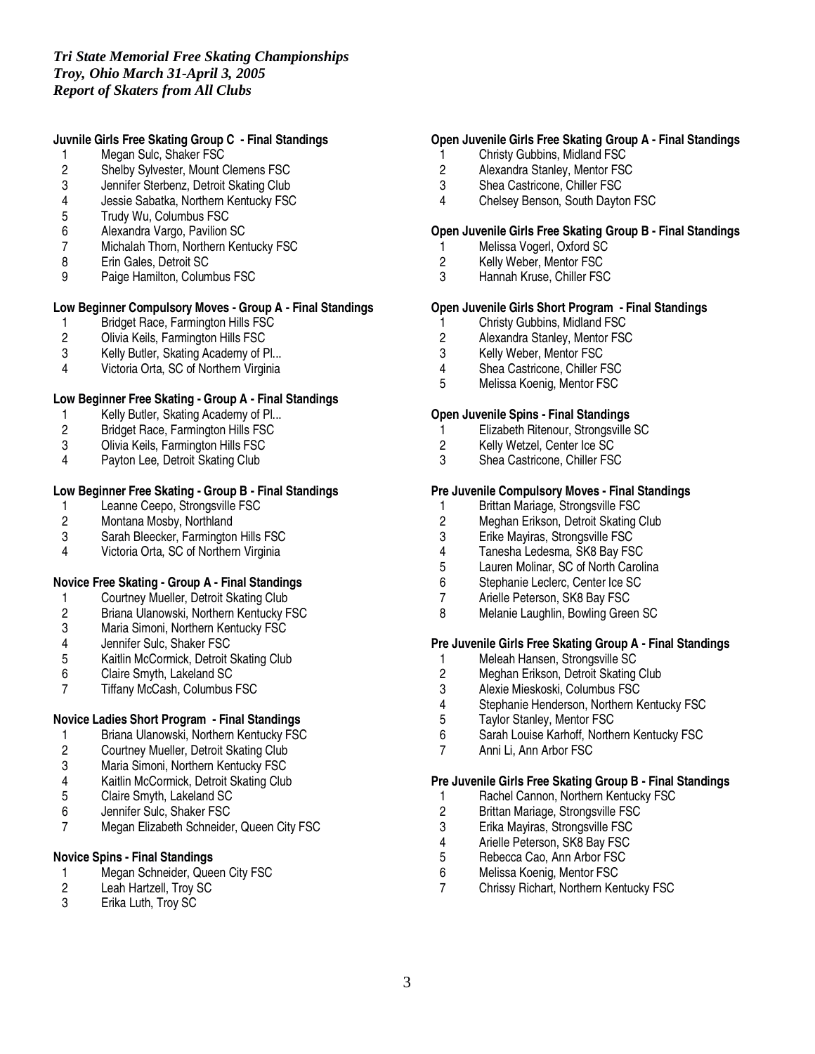*Tri State Memorial Free Skating Championships*
*Troy, Ohio March 31-April 3, 2005*
*Report of Skaters from All Clubs*

**Juvnile Girls Free Skating Group C - Final Standings**

1. Megan Sulc, Shaker FSC
2. Shelby Sylvester, Mount Clemens FSC
3. Jennifer Sterbenz, Detroit Skating Club
4. Jessie Sabatka, Northern Kentucky FSC
5. Trudy Wu, Columbus FSC
6. Alexandra Vargo, Pavilion SC
7. Michalah Thorn, Northern Kentucky FSC
8. Erin Gales, Detroit SC
9. Paige Hamilton, Columbus FSC

**Low Beginner Compulsory Moves - Group A - Final Standings**

1. Bridget Race, Farmington Hills FSC
2. Olivia Keils, Farmington Hills FSC
3. Kelly Butler, Skating Academy of Pl...
4. Victoria Orta, SC of Northern Virginia

**Low Beginner Free Skating - Group A - Final Standings**

1. Kelly Butler, Skating Academy of Pl...
2. Bridget Race, Farmington Hills FSC
3. Olivia Keils, Farmington Hills FSC
4. Payton Lee, Detroit Skating Club

**Low Beginner Free Skating - Group B - Final Standings**

1. Leanne Ceepo, Strongsville FSC
2. Montana Mosby, Northland
3. Sarah Bleecker, Farmington Hills FSC
4. Victoria Orta, SC of Northern Virginia

**Novice Free Skating - Group A - Final Standings**

1. Courtney Mueller, Detroit Skating Club
2. Briana Ulanowski, Northern Kentucky FSC
3. Maria Simoni, Northern Kentucky FSC
4. Jennifer Sulc, Shaker FSC
5. Kaitlin McCormick, Detroit Skating Club
6. Claire Smyth, Lakeland SC
7. Tiffany McCash, Columbus FSC

**Novice Ladies Short Program - Final Standings**

1. Briana Ulanowski, Northern Kentucky FSC
2. Courtney Mueller, Detroit Skating Club
3. Maria Simoni, Northern Kentucky FSC
4. Kaitlin McCormick, Detroit Skating Club
5. Claire Smyth, Lakeland SC
6. Jennifer Sulc, Shaker FSC
7. Megan Elizabeth Schneider, Queen City FSC

**Novice Spins - Final Standings**

1. Megan Schneider, Queen City FSC
2. Leah Hartzell, Troy SC
3. Erika Luth, Troy SC

**Open Juvenile Girls Free Skating Group A - Final Standings**

1. Christy Gubbins, Midland FSC
2. Alexandra Stanley, Mentor FSC
3. Shea Castricone, Chiller FSC
4. Chelsey Benson, South Dayton FSC

**Open Juvenile Girls Free Skating Group B - Final Standings**

1. Melissa Vogerl, Oxford SC
2. Kelly Weber, Mentor FSC
3. Hannah Kruse, Chiller FSC

**Open Juvenile Girls Short Program - Final Standings**

1. Christy Gubbins, Midland FSC
2. Alexandra Stanley, Mentor FSC
3. Kelly Weber, Mentor FSC
4. Shea Castricone, Chiller FSC
5. Melissa Koenig, Mentor FSC

**Open Juvenile Spins - Final Standings**

1. Elizabeth Ritenour, Strongsville SC
2. Kelly Wetzel, Center Ice SC
3. Shea Castricone, Chiller FSC

**Pre Juvenile Compulsory Moves - Final Standings**

1. Brittan Mariage, Strongsville FSC
2. Meghan Erikson, Detroit Skating Club
3. Erike Mayiras, Strongsville FSC
4. Tanesha Ledesma, SK8 Bay FSC
5. Lauren Molinar, SC of North Carolina
6. Stephanie Leclerc, Center Ice SC
7. Arielle Peterson, SK8 Bay FSC
8. Melanie Laughlin, Bowling Green SC

**Pre Juvenile Girls Free Skating Group A - Final Standings**

1. Meleah Hansen, Strongsville SC
2. Meghan Erikson, Detroit Skating Club
3. Alexie Mieskoski, Columbus FSC
4. Stephanie Henderson, Northern Kentucky FSC
5. Taylor Stanley, Mentor FSC
6. Sarah Louise Karhoff, Northern Kentucky FSC
7. Anni Li, Ann Arbor FSC

**Pre Juvenile Girls Free Skating Group B - Final Standings**

1. Rachel Cannon, Northern Kentucky FSC
2. Brittan Mariage, Strongsville FSC
3. Erika Mayiras, Strongsville FSC
4. Arielle Peterson, SK8 Bay FSC
5. Rebecca Cao, Ann Arbor FSC
6. Melissa Koenig, Mentor FSC
7. Chrissy Richart, Northern Kentucky FSC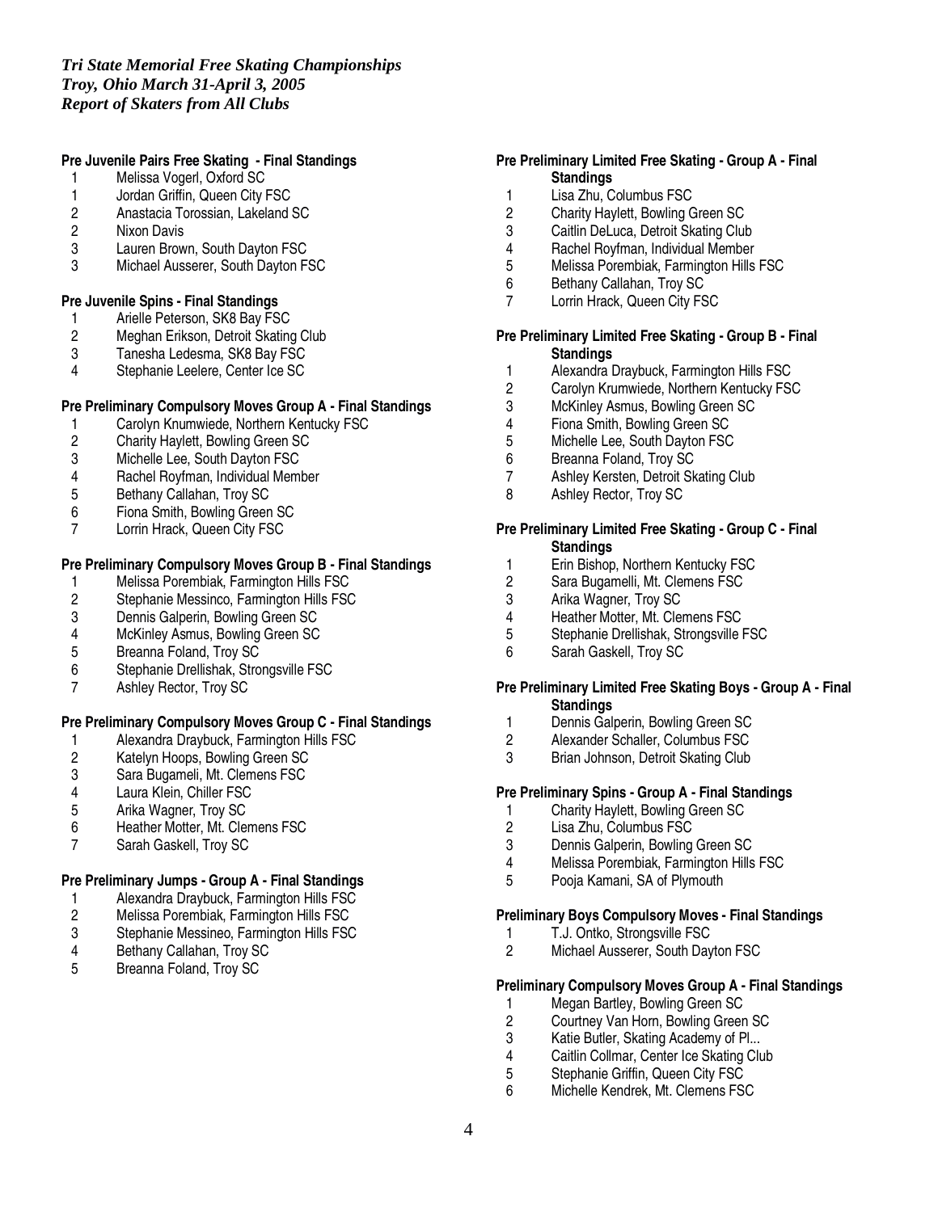*Tri State Memorial Free Skating Championships*
*Troy, Ohio March 31-April 3, 2005*
*Report of Skaters from All Clubs*

**Pre Juvenile Pairs Free Skating - Final Standings**

1 Melissa Vogerl, Oxford SC
1 Jordan Griffin, Queen City FSC
2 Anastacia Torossian, Lakeland SC
2 Nixon Davis
3 Lauren Brown, South Dayton FSC
3 Michael Ausserer, South Dayton FSC

**Pre Juvenile Spins - Final Standings**

1 Arielle Peterson, SK8 Bay FSC
2 Meghan Erikson, Detroit Skating Club
3 Tanesha Ledesma, SK8 Bay FSC
4 Stephanie Leelere, Center Ice SC

**Pre Preliminary Compulsory Moves Group A - Final Standings**

1 Carolyn Knumwiede, Northern Kentucky FSC
2 Charity Haylett, Bowling Green SC
3 Michelle Lee, South Dayton FSC
4 Rachel Royfman, Individual Member
5 Bethany Callahan, Troy SC
6 Fiona Smith, Bowling Green SC
7 Lorrin Hrack, Queen City FSC

**Pre Preliminary Compulsory Moves Group B - Final Standings**

1 Melissa Porembiak, Farmington Hills FSC
2 Stephanie Messinco, Farmington Hills FSC
3 Dennis Galperin, Bowling Green SC
4 McKinley Asmus, Bowling Green SC
5 Breanna Foland, Troy SC
6 Stephanie Drellishak, Strongsville FSC
7 Ashley Rector, Troy SC

**Pre Preliminary Compulsory Moves Group C - Final Standings**

1 Alexandra Draybuck, Farmington Hills FSC
2 Katelyn Hoops, Bowling Green SC
3 Sara Bugameli, Mt. Clemens FSC
4 Laura Klein, Chiller FSC
5 Arika Wagner, Troy SC
6 Heather Motter, Mt. Clemens FSC
7 Sarah Gaskell, Troy SC

**Pre Preliminary Jumps - Group A - Final Standings**

1 Alexandra Draybuck, Farmington Hills FSC
2 Melissa Porembiak, Farmington Hills FSC
3 Stephanie Messineo, Farmington Hills FSC
4 Bethany Callahan, Troy SC
5 Breanna Foland, Troy SC

**Pre Preliminary Limited Free Skating - Group A - Final Standings**

1 Lisa Zhu, Columbus FSC
2 Charity Haylett, Bowling Green SC
3 Caitlin DeLuca, Detroit Skating Club
4 Rachel Royfman, Individual Member
5 Melissa Porembiak, Farmington Hills FSC
6 Bethany Callahan, Troy SC
7 Lorrin Hrack, Queen City FSC

**Pre Preliminary Limited Free Skating - Group B - Final Standings**

1 Alexandra Draybuck, Farmington Hills FSC
2 Carolyn Krumwiede, Northern Kentucky FSC
3 McKinley Asmus, Bowling Green SC
4 Fiona Smith, Bowling Green SC
5 Michelle Lee, South Dayton FSC
6 Breanna Foland, Troy SC
7 Ashley Kersten, Detroit Skating Club
8 Ashley Rector, Troy SC

**Pre Preliminary Limited Free Skating - Group C - Final Standings**

1 Erin Bishop, Northern Kentucky FSC
2 Sara Bugamelli, Mt. Clemens FSC
3 Arika Wagner, Troy SC
4 Heather Motter, Mt. Clemens FSC
5 Stephanie Drellishak, Strongsville FSC
6 Sarah Gaskell, Troy SC

**Pre Preliminary Limited Free Skating Boys - Group A - Final Standings**

1 Dennis Galperin, Bowling Green SC
2 Alexander Schaller, Columbus FSC
3 Brian Johnson, Detroit Skating Club

**Pre Preliminary Spins - Group A - Final Standings**

1 Charity Haylett, Bowling Green SC
2 Lisa Zhu, Columbus FSC
3 Dennis Galperin, Bowling Green SC
4 Melissa Porembiak, Farmington Hills FSC
5 Pooja Kamani, SA of Plymouth

**Preliminary Boys Compulsory Moves - Final Standings**

1 T.J. Ontko, Strongsville FSC
2 Michael Ausserer, South Dayton FSC

**Preliminary Compulsory Moves Group A - Final Standings**

1 Megan Bartley, Bowling Green SC
2 Courtney Van Horn, Bowling Green SC
3 Katie Butler, Skating Academy of Pl...
4 Caitlin Collmar, Center Ice Skating Club
5 Stephanie Griffin, Queen City FSC
6 Michelle Kendrek, Mt. Clemens FSC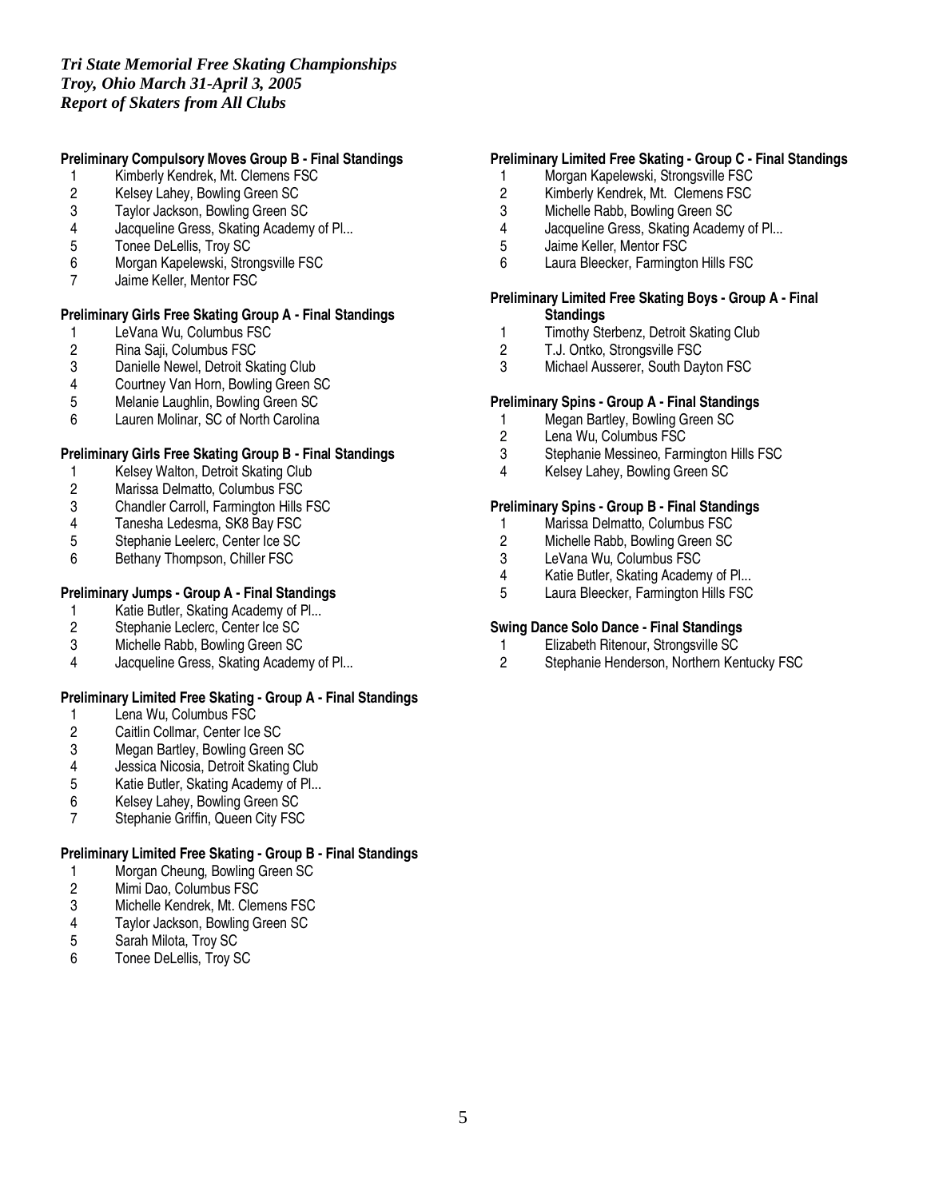*Tri State Memorial Free Skating Championships*
*Troy, Ohio March 31-April 3, 2005*
*Report of Skaters from All Clubs*

**Preliminary Compulsory Moves Group B - Final Standings**

1 Kimberly Kendrek, Mt. Clemens FSC
2 Kelsey Lahey, Bowling Green SC
3 Taylor Jackson, Bowling Green SC
4 Jacqueline Gress, Skating Academy of Pl...
5 Tonee DeLellis, Troy SC
6 Morgan Kapelewski, Strongsville FSC
7 Jaime Keller, Mentor FSC

**Preliminary Girls Free Skating Group A - Final Standings**

1 LeVana Wu, Columbus FSC
2 Rina Saji, Columbus FSC
3 Danielle Newel, Detroit Skating Club
4 Courtney Van Horn, Bowling Green SC
5 Melanie Laughlin, Bowling Green SC
6 Lauren Molinar, SC of North Carolina

**Preliminary Girls Free Skating Group B - Final Standings**

1 Kelsey Walton, Detroit Skating Club
2 Marissa Delmatto, Columbus FSC
3 Chandler Carroll, Farmington Hills FSC
4 Tanesha Ledesma, SK8 Bay FSC
5 Stephanie Leelerc, Center Ice SC
6 Bethany Thompson, Chiller FSC

**Preliminary Jumps - Group A - Final Standings**

1 Katie Butler, Skating Academy of Pl...
2 Stephanie Leclerc, Center Ice SC
3 Michelle Rabb, Bowling Green SC
4 Jacqueline Gress, Skating Academy of Pl...

**Preliminary Limited Free Skating - Group A - Final Standings**

1 Lena Wu, Columbus FSC
2 Caitlin Collmar, Center Ice SC
3 Megan Bartley, Bowling Green SC
4 Jessica Nicosia, Detroit Skating Club
5 Katie Butler, Skating Academy of Pl...
6 Kelsey Lahey, Bowling Green SC
7 Stephanie Griffin, Queen City FSC

**Preliminary Limited Free Skating - Group B - Final Standings**

1 Morgan Cheung, Bowling Green SC
2 Mimi Dao, Columbus FSC
3 Michelle Kendrek, Mt. Clemens FSC
4 Taylor Jackson, Bowling Green SC
5 Sarah Milota, Troy SC
6 Tonee DeLellis, Troy SC

**Preliminary Limited Free Skating - Group C - Final Standings**

1 Morgan Kapelewski, Strongsville FSC
2 Kimberly Kendrek, Mt. Clemens FSC
3 Michelle Rabb, Bowling Green SC
4 Jacqueline Gress, Skating Academy of Pl...
5 Jaime Keller, Mentor FSC
6 Laura Bleecker, Farmington Hills FSC

**Preliminary Limited Free Skating Boys - Group A - Final Standings**

1 Timothy Sterbenz, Detroit Skating Club
2 T.J. Ontko, Strongsville FSC
3 Michael Ausserer, South Dayton FSC

**Preliminary Spins - Group A - Final Standings**

1 Megan Bartley, Bowling Green SC
2 Lena Wu, Columbus FSC
3 Stephanie Messineo, Farmington Hills FSC
4 Kelsey Lahey, Bowling Green SC

**Preliminary Spins - Group B - Final Standings**

1 Marissa Delmatto, Columbus FSC
2 Michelle Rabb, Bowling Green SC
3 LeVana Wu, Columbus FSC
4 Katie Butler, Skating Academy of Pl...
5 Laura Bleecker, Farmington Hills FSC

**Swing Dance Solo Dance - Final Standings**

1 Elizabeth Ritenour, Strongsville SC
2 Stephanie Henderson, Northern Kentucky FSC